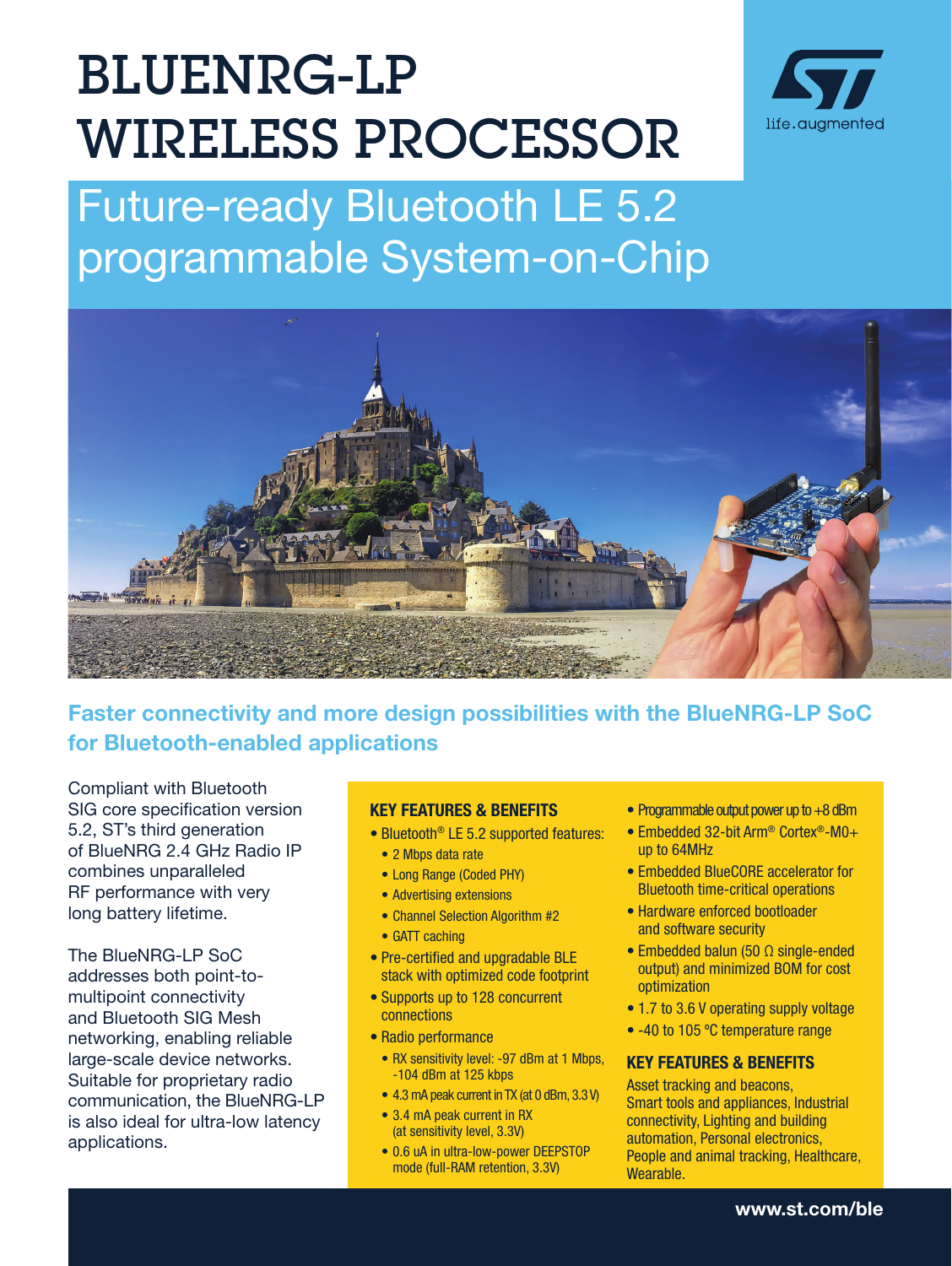# BLUENRG-LP WIRELESS PROCESSOR

## Future-ready Bluetooth LE 5.2 programmable System-on-Chip

### Faster connectivity and more design possibilities with the BlueNRG-LP SoC for Bluetooth-enabled applications

Compliant with Bluetooth SIG core specification version 5.2, ST's third generation of BlueNRG 2.4 GHz Radio IP combines unparalleled RF performance with very long battery lifetime.

The BlueNRG-LP SoC addresses both point-to-multipoint connectivity and Bluetooth SIG Mesh networking, enabling reliable large-scale device networks. Suitable for proprietary radio communication, the BlueNRG-LP is also ideal for ultra-low latency applications.

#### KEY FEATURES & BENEFITS

- Bluetooth® LE 5.2 supported features:
  - 2 Mbps data rate
  - Long Range (Coded PHY)
  - Advertising extensions
  - Channel Selection Algorithm #2
  - GATT caching
- Pre-certified and upgradable BLE stack with optimized code footprint
- Supports up to 128 concurrent connections
- Radio performance
  - RX sensitivity level: -97 dBm at 1 Mbps, -104 dBm at 125 kbps
  - 4.3 mA peak current in TX (at 0 dBm, 3.3 V)
  - 3.4 mA peak current in RX (at sensitivity level, 3.3V)
  - 0.6 uA in ultra-low-power DEEPSTOP mode (full-RAM retention, 3.3V)
- Programmable output power up to +8 dBm
- Embedded 32-bit Arm® Cortex®-M0+ up to 64MHz
- Embedded BlueCORE accelerator for Bluetooth time-critical operations
- Hardware enforced bootloader and software security
- Embedded balun (50 Ω single-ended output) and minimized BOM for cost optimization
- 1.7 to 3.6 V operating supply voltage
- -40 to 105 °C temperature range

#### KEY FEATURES & BENEFITS

Asset tracking and beacons, Smart tools and appliances, Industrial connectivity, Lighting and building automation, Personal electronics, People and animal tracking, Healthcare, Wearable.

**www.st.com/ble**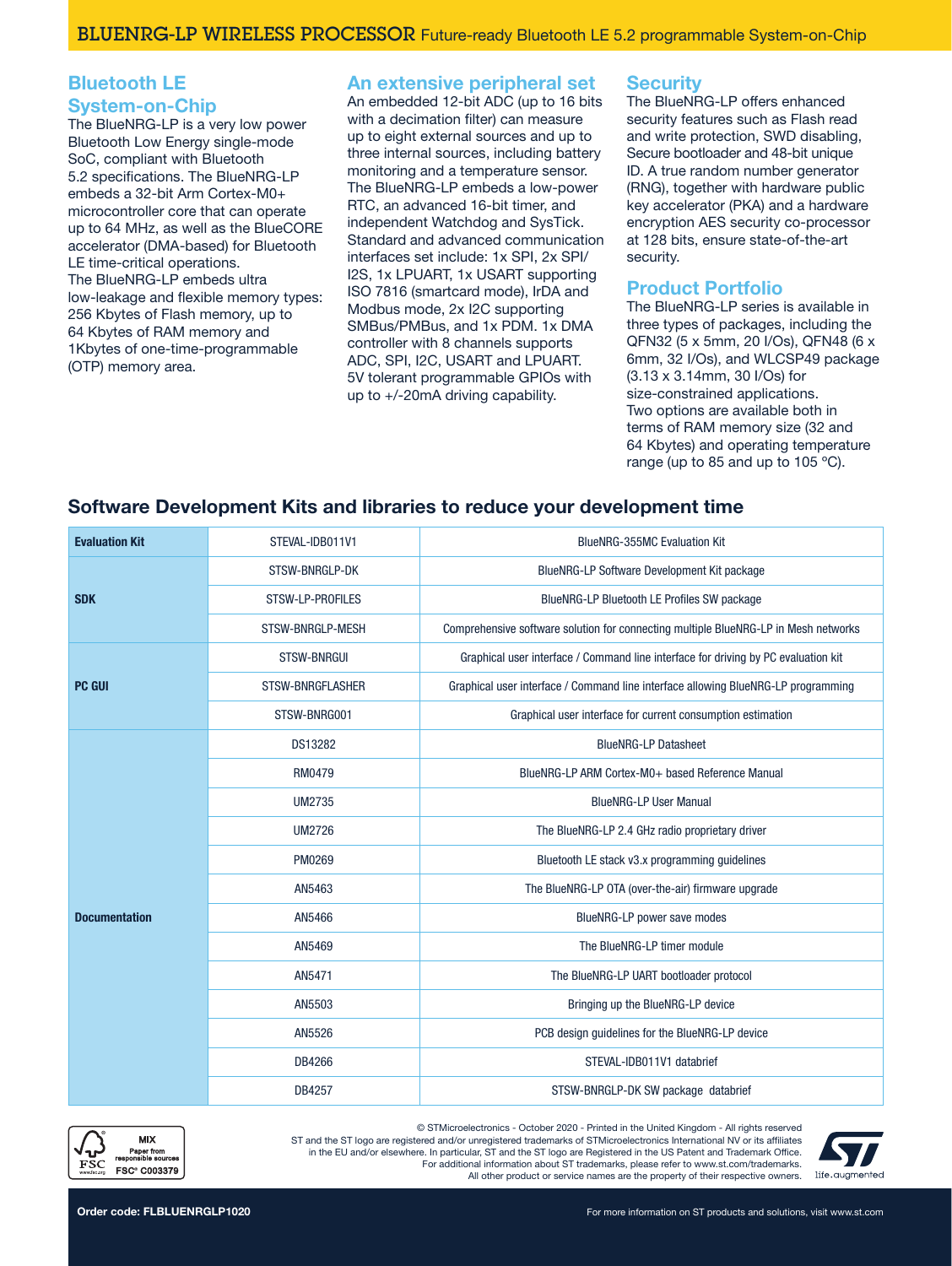## Bluetooth LE System-on-Chip

The BlueNRG-LP is a very low power Bluetooth Low Energy single-mode SoC, compliant with Bluetooth 5.2 specifications. The BlueNRG-LP embeds a 32-bit Arm Cortex-M0+ microcontroller core that can operate up to 64 MHz, as well as the BlueCORE accelerator (DMA-based) for Bluetooth LE time-critical operations.
The BlueNRG-LP embeds ultra low-leakage and flexible memory types: 256 Kbytes of Flash memory, up to 64 Kbytes of RAM memory and 1Kbytes of one-time-programmable (OTP) memory area.

## An extensive peripheral set

An embedded 12-bit ADC (up to 16 bits with a decimation filter) can measure up to eight external sources and up to three internal sources, including battery monitoring and a temperature sensor. The BlueNRG-LP embeds a low-power RTC, an advanced 16-bit timer, and independent Watchdog and SysTick. Standard and advanced communication interfaces set include: 1x SPI, 2x SPI/I2S, 1x LPUART, 1x USART supporting ISO 7816 (smartcard mode), IrDA and Modbus mode, 2x I2C supporting SMBus/PMBus, and 1x PDM. 1x DMA controller with 8 channels supports ADC, SPI, I2C, USART and LPUART. 5V tolerant programmable GPIOs with up to +/-20mA driving capability.

## Security

The BlueNRG-LP offers enhanced security features such as Flash read and write protection, SWD disabling, Secure bootloader and 48-bit unique ID. A true random number generator (RNG), together with hardware public key accelerator (PKA) and a hardware encryption AES security co-processor at 128 bits, ensure state-of-the-art security.

## Product Portfolio

The BlueNRG-LP series is available in three types of packages, including the QFN32 (5 x 5mm, 20 I/Os), QFN48 (6 x 6mm, 32 I/Os), and WLCSP49 package (3.13 x 3.14mm, 30 I/Os) for size-constrained applications.
Two options are available both in terms of RAM memory size (32 and 64 Kbytes) and operating temperature range (up to 85 and up to 105 °C).

## Software Development Kits and libraries to reduce your development time

| | | |
|---|---|---|
| **Evaluation Kit** | STEVAL-IDB011V1 | BlueNRG-355MC Evaluation Kit |
| **SDK** | STSW-BNRGLP-DK | BlueNRG-LP Software Development Kit package |
| | STSW-LP-PROFILES | BlueNRG-LP Bluetooth LE Profiles SW package |
| | STSW-BNRGLP-MESH | Comprehensive software solution for connecting multiple BlueNRG-LP in Mesh networks |
| **PC GUI** | STSW-BNRGUI | Graphical user interface / Command line interface for driving by PC evaluation kit |
| | STSW-BNRGFLASHER | Graphical user interface / Command line interface allowing BlueNRG-LP programming |
| | STSW-BNRG001 | Graphical user interface for current consumption estimation |
| **Documentation** | DS13282 | BlueNRG-LP Datasheet |
| | RM0479 | BlueNRG-LP ARM Cortex-M0+ based Reference Manual |
| | UM2735 | BlueNRG-LP User Manual |
| | UM2726 | The BlueNRG-LP 2.4 GHz radio proprietary driver |
| | PM0269 | Bluetooth LE stack v3.x programming guidelines |
| | AN5463 | The BlueNRG-LP OTA (over-the-air) firmware upgrade |
| | AN5466 | BlueNRG-LP power save modes |
| | AN5469 | The BlueNRG-LP timer module |
| | AN5471 | The BlueNRG-LP UART bootloader protocol |
| | AN5503 | Bringing up the BlueNRG-LP device |
| | AN5526 | PCB design guidelines for the BlueNRG-LP device |
| | DB4266 | STEVAL-IDB011V1 databrief |
| | DB4257 | STSW-BNRGLP-DK SW package databrief |

MIX
Paper from responsible sources
FSC® C003379

© STMicroelectronics - October 2020 - Printed in the United Kingdom - All rights reserved
ST and the ST logo are registered and/or unregistered trademarks of STMicroelectronics International NV or its affiliates in the EU and/or elsewhere. In particular, ST and the ST logo are Registered in the US Patent and Trademark Office. For additional information about ST trademarks, please refer to www.st.com/trademarks. All other product or service names are the property of their respective owners.

life.augmented

**Order code: FLBLUENRGLP1020**

For more information on ST products and solutions, visit www.st.com